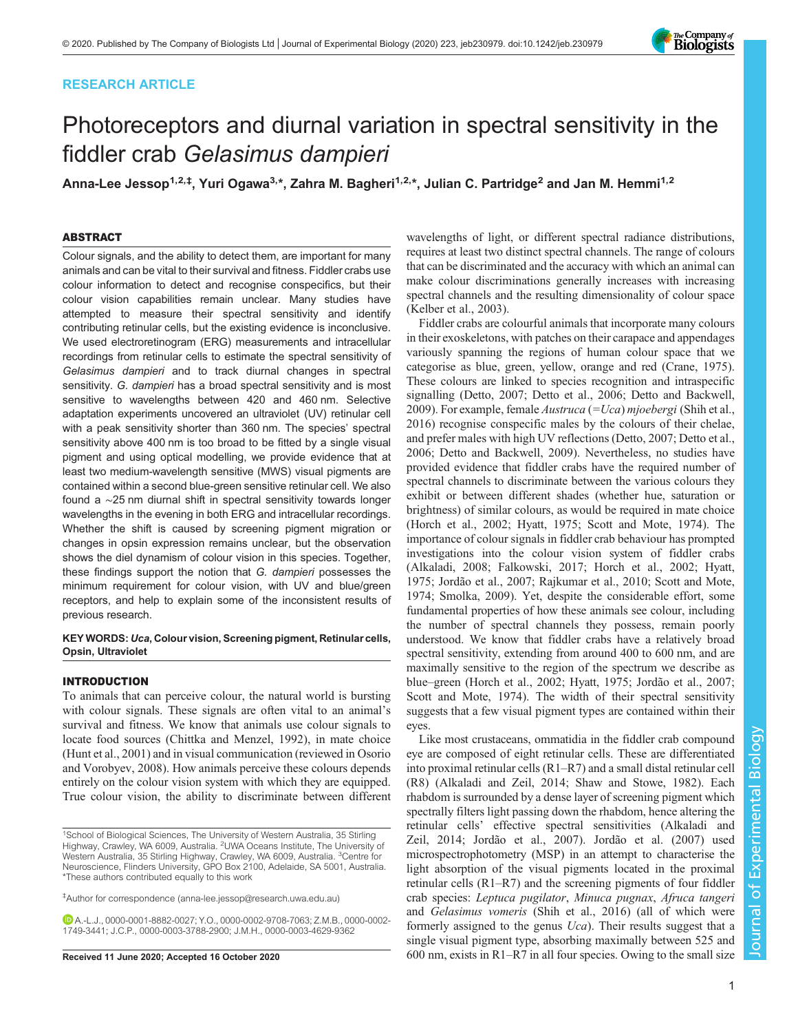RESEARCH ARTICLE

# Photoreceptors and diurnal variation in spectral sensitivity in the fiddler crab *Gelasimus dampieri*

Anna-Lee Jessop[1,2,‡], Yuri Ogawa[3,*], Zahra M. Bagheri[1,2,*], Julian C. Partridge[2] and Jan M. Hemmi[1,2]

## ABSTRACT

Colour signals, and the ability to detect them, are important for many animals and can be vital to their survival and fitness. Fiddler crabs use colour information to detect and recognise conspecifics, but their colour vision capabilities remain unclear. Many studies have attempted to measure their spectral sensitivity and identify contributing retinular cells, but the existing evidence is inconclusive. We used electroretinogram (ERG) measurements and intracellular recordings from retinular cells to estimate the spectral sensitivity of *Gelasimus dampieri* and to track diurnal changes in spectral sensitivity. *G. dampieri* has a broad spectral sensitivity and is most sensitive to wavelengths between 420 and 460 nm. Selective adaptation experiments uncovered an ultraviolet (UV) retinular cell with a peak sensitivity shorter than 360 nm. The species' spectral sensitivity above 400 nm is too broad to be fitted by a single visual pigment and using optical modelling, we provide evidence that at least two medium-wavelength sensitive (MWS) visual pigments are contained within a second blue-green sensitive retinular cell. We also found a ∼25 nm diurnal shift in spectral sensitivity towards longer wavelengths in the evening in both ERG and intracellular recordings. Whether the shift is caused by screening pigment migration or changes in opsin expression remains unclear, but the observation shows the diel dynamism of colour vision in this species. Together, these findings support the notion that *G. dampieri* possesses the minimum requirement for colour vision, with UV and blue/green receptors, and help to explain some of the inconsistent results of previous research.

**KEY WORDS:** *Uca*, Colour vision, Screening pigment, Retinular cells, Opsin, Ultraviolet

## INTRODUCTION

To animals that can perceive colour, the natural world is bursting with colour signals. These signals are often vital to an animal's survival and fitness. We know that animals use colour signals to locate food sources (Chittka and Menzel, 1992), in mate choice (Hunt et al., 2001) and in visual communication (reviewed in Osorio and Vorobyev, 2008). How animals perceive these colours depends entirely on the colour vision system with which they are equipped. True colour vision, the ability to discriminate between different wavelengths of light, or different spectral radiance distributions, requires at least two distinct spectral channels. The range of colours that can be discriminated and the accuracy with which an animal can make colour discriminations generally increases with increasing spectral channels and the resulting dimensionality of colour space (Kelber et al., 2003).

Fiddler crabs are colourful animals that incorporate many colours in their exoskeletons, with patches on their carapace and appendages variously spanning the regions of human colour space that we categorise as blue, green, yellow, orange and red (Crane, 1975). These colours are linked to species recognition and intraspecific signalling (Detto, 2007; Detto et al., 2006; Detto and Backwell, 2009). For example, female *Austruca* (=*Uca*) *mjoebergi* (Shih et al., 2016) recognise conspecific males by the colours of their chelae, and prefer males with high UV reflections (Detto, 2007; Detto et al., 2006; Detto and Backwell, 2009). Nevertheless, no studies have provided evidence that fiddler crabs have the required number of spectral channels to discriminate between the various colours they exhibit or between different shades (whether hue, saturation or brightness) of similar colours, as would be required in mate choice (Horch et al., 2002; Hyatt, 1975; Scott and Mote, 1974). The importance of colour signals in fiddler crab behaviour has prompted investigations into the colour vision system of fiddler crabs (Alkaladi, 2008; Falkowski, 2017; Horch et al., 2002; Hyatt, 1975; Jordão et al., 2007; Rajkumar et al., 2010; Scott and Mote, 1974; Smolka, 2009). Yet, despite the considerable effort, some fundamental properties of how these animals see colour, including the number of spectral channels they possess, remain poorly understood. We know that fiddler crabs have a relatively broad spectral sensitivity, extending from around 400 to 600 nm, and are maximally sensitive to the region of the spectrum we describe as blue–green (Horch et al., 2002; Hyatt, 1975; Jordão et al., 2007; Scott and Mote, 1974). The width of their spectral sensitivity suggests that a few visual pigment types are contained within their eyes.

Like most crustaceans, ommatidia in the fiddler crab compound eye are composed of eight retinular cells. These are differentiated into proximal retinular cells (R1–R7) and a small distal retinular cell (R8) (Alkaladi and Zeil, 2014; Shaw and Stowe, 1982). Each rhabdom is surrounded by a dense layer of screening pigment which spectrally filters light passing down the rhabdom, hence altering the retinular cells' effective spectral sensitivities (Alkaladi and Zeil, 2014; Jordão et al., 2007). Jordão et al. (2007) used microspectrophotometry (MSP) in an attempt to characterise the light absorption of the visual pigments located in the proximal retinular cells (R1–R7) and the screening pigments of four fiddler crab species: *Leptuca pugilator*, *Minuca pugnax*, *Afruca tangeri* and *Gelasimus vomeris* (Shih et al., 2016) (all of which were formerly assigned to the genus *Uca*). Their results suggest that a single visual pigment type, absorbing maximally between 525 and 600 nm, exists in R1–R7 in all four species. Owing to the small size

[1]School of Biological Sciences, The University of Western Australia, 35 Stirling Highway, Crawley, WA 6009, Australia. [2]UWA Oceans Institute, The University of Western Australia, 35 Stirling Highway, Crawley, WA 6009, Australia. [3]Centre for Neuroscience, Flinders University, GPO Box 2100, Adelaide, SA 5001, Australia.
*These authors contributed equally to this work

‡Author for correspondence (anna-lee.jessop@research.uwa.edu.au)

A.-L.J., 0000-0001-8882-0027; Y.O., 0000-0002-9708-7063; Z.M.B., 0000-0002-1749-3441; J.C.P., 0000-0003-3788-2900; J.M.H., 0000-0003-4629-9362

Received 11 June 2020; Accepted 16 October 2020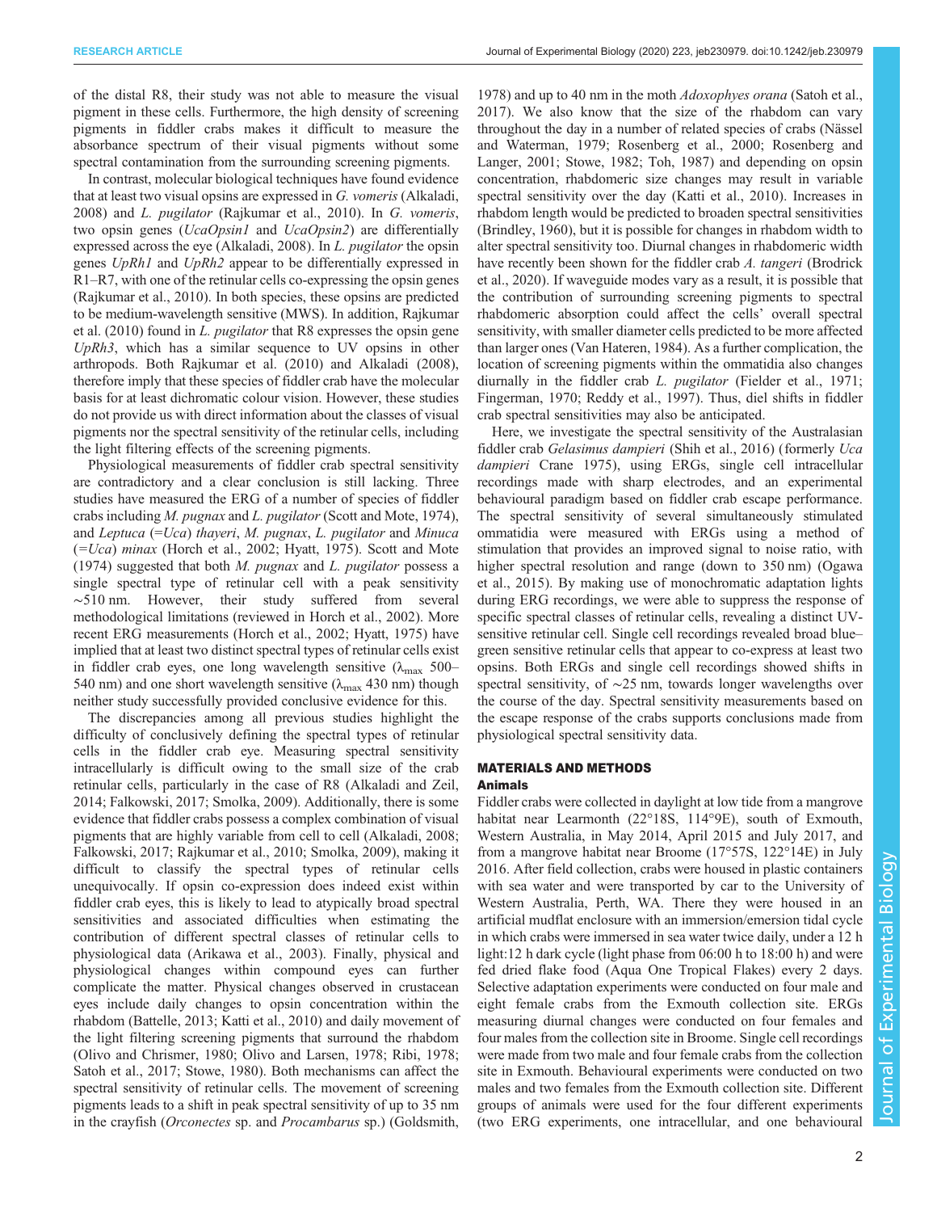of the distal R8, their study was not able to measure the visual pigment in these cells. Furthermore, the high density of screening pigments in fiddler crabs makes it difficult to measure the absorbance spectrum of their visual pigments without some spectral contamination from the surrounding screening pigments.

In contrast, molecular biological techniques have found evidence that at least two visual opsins are expressed in *G. vomeris* (Alkaladi, 2008) and *L. pugilator* (Rajkumar et al., 2010). In *G. vomeris*, two opsin genes (*UcaOpsin1* and *UcaOpsin2*) are differentially expressed across the eye (Alkaladi, 2008). In *L. pugilator* the opsin genes *UpRh1* and *UpRh2* appear to be differentially expressed in R1–R7, with one of the retinular cells co-expressing the opsin genes (Rajkumar et al., 2010). In both species, these opsins are predicted to be medium-wavelength sensitive (MWS). In addition, Rajkumar et al. (2010) found in *L. pugilator* that R8 expresses the opsin gene *UpRh3*, which has a similar sequence to UV opsins in other arthropods. Both Rajkumar et al. (2010) and Alkaladi (2008), therefore imply that these species of fiddler crab have the molecular basis for at least dichromatic colour vision. However, these studies do not provide us with direct information about the classes of visual pigments nor the spectral sensitivity of the retinular cells, including the light filtering effects of the screening pigments.

Physiological measurements of fiddler crab spectral sensitivity are contradictory and a clear conclusion is still lacking. Three studies have measured the ERG of a number of species of fiddler crabs including *M. pugnax* and *L. pugilator* (Scott and Mote, 1974), and *Leptuca* (=*Uca*) *thayeri*, *M. pugnax*, *L. pugilator* and *Minuca* (=*Uca*) *minax* (Horch et al., 2002; Hyatt, 1975). Scott and Mote (1974) suggested that both *M. pugnax* and *L. pugilator* possess a single spectral type of retinular cell with a peak sensitivity ∼510 nm. However, their study suffered from several methodological limitations (reviewed in Horch et al., 2002). More recent ERG measurements (Horch et al., 2002; Hyatt, 1975) have implied that at least two distinct spectral types of retinular cells exist in fiddler crab eyes, one long wavelength sensitive ($\lambda_{max}$ 500–540 nm) and one short wavelength sensitive ($\lambda_{max}$ 430 nm) though neither study successfully provided conclusive evidence for this.

The discrepancies among all previous studies highlight the difficulty of conclusively defining the spectral types of retinular cells in the fiddler crab eye. Measuring spectral sensitivity intracellularly is difficult owing to the small size of the crab retinular cells, particularly in the case of R8 (Alkaladi and Zeil, 2014; Falkowski, 2017; Smolka, 2009). Additionally, there is some evidence that fiddler crabs possess a complex combination of visual pigments that are highly variable from cell to cell (Alkaladi, 2008; Falkowski, 2017; Rajkumar et al., 2010; Smolka, 2009), making it difficult to classify the spectral types of retinular cells unequivocally. If opsin co-expression does indeed exist within fiddler crab eyes, this is likely to lead to atypically broad spectral sensitivities and associated difficulties when estimating the contribution of different spectral classes of retinular cells to physiological data (Arikawa et al., 2003). Finally, physical and physiological changes within compound eyes can further complicate the matter. Physical changes observed in crustacean eyes include daily changes to opsin concentration within the rhabdom (Battelle, 2013; Katti et al., 2010) and daily movement of the light filtering screening pigments that surround the rhabdom (Olivo and Chrismer, 1980; Olivo and Larsen, 1978; Ribi, 1978; Satoh et al., 2017; Stowe, 1980). Both mechanisms can affect the spectral sensitivity of retinular cells. The movement of screening pigments leads to a shift in peak spectral sensitivity of up to 35 nm in the crayfish (*Orconectes* sp. and *Procambarus* sp.) (Goldsmith, 1978) and up to 40 nm in the moth *Adoxophyes orana* (Satoh et al., 2017). We also know that the size of the rhabdom can vary throughout the day in a number of related species of crabs (Nässel and Waterman, 1979; Rosenberg et al., 2000; Rosenberg and Langer, 2001; Stowe, 1982; Toh, 1987) and depending on opsin concentration, rhabdomeric size changes may result in variable spectral sensitivity over the day (Katti et al., 2010). Increases in rhabdom length would be predicted to broaden spectral sensitivities (Brindley, 1960), but it is possible for changes in rhabdom width to alter spectral sensitivity too. Diurnal changes in rhabdomeric width have recently been shown for the fiddler crab *A. tangeri* (Brodrick et al., 2020). If waveguide modes vary as a result, it is possible that the contribution of surrounding screening pigments to spectral rhabdomeric absorption could affect the cells' overall spectral sensitivity, with smaller diameter cells predicted to be more affected than larger ones (Van Hateren, 1984). As a further complication, the location of screening pigments within the ommatidia also changes diurnally in the fiddler crab *L. pugilator* (Fielder et al., 1971; Fingerman, 1970; Reddy et al., 1997). Thus, diel shifts in fiddler crab spectral sensitivities may also be anticipated.

Here, we investigate the spectral sensitivity of the Australasian fiddler crab *Gelasimus dampieri* (Shih et al., 2016) (formerly *Uca dampieri* Crane 1975), using ERGs, single cell intracellular recordings made with sharp electrodes, and an experimental behavioural paradigm based on fiddler crab escape performance. The spectral sensitivity of several simultaneously stimulated ommatidia were measured with ERGs using a method of stimulation that provides an improved signal to noise ratio, with higher spectral resolution and range (down to 350 nm) (Ogawa et al., 2015). By making use of monochromatic adaptation lights during ERG recordings, we were able to suppress the response of specific spectral classes of retinular cells, revealing a distinct UV-sensitive retinular cell. Single cell recordings revealed broad blue–green sensitive retinular cells that appear to co-express at least two opsins. Both ERGs and single cell recordings showed shifts in spectral sensitivity, of ∼25 nm, towards longer wavelengths over the course of the day. Spectral sensitivity measurements based on the escape response of the crabs supports conclusions made from physiological spectral sensitivity data.

## MATERIALS AND METHODS

### Animals

Fiddler crabs were collected in daylight at low tide from a mangrove habitat near Learmonth (22°18S, 114°9E), south of Exmouth, Western Australia, in May 2014, April 2015 and July 2017, and from a mangrove habitat near Broome (17°57S, 122°14E) in July 2016. After field collection, crabs were housed in plastic containers with sea water and were transported by car to the University of Western Australia, Perth, WA. There they were housed in an artificial mudflat enclosure with an immersion/emersion tidal cycle in which crabs were immersed in sea water twice daily, under a 12 h light:12 h dark cycle (light phase from 06:00 h to 18:00 h) and were fed dried flake food (Aqua One Tropical Flakes) every 2 days. Selective adaptation experiments were conducted on four male and eight female crabs from the Exmouth collection site. ERGs measuring diurnal changes were conducted on four females and four males from the collection site in Broome. Single cell recordings were made from two male and four female crabs from the collection site in Exmouth. Behavioural experiments were conducted on two males and two females from the Exmouth collection site. Different groups of animals were used for the four different experiments (two ERG experiments, one intracellular, and one behavioural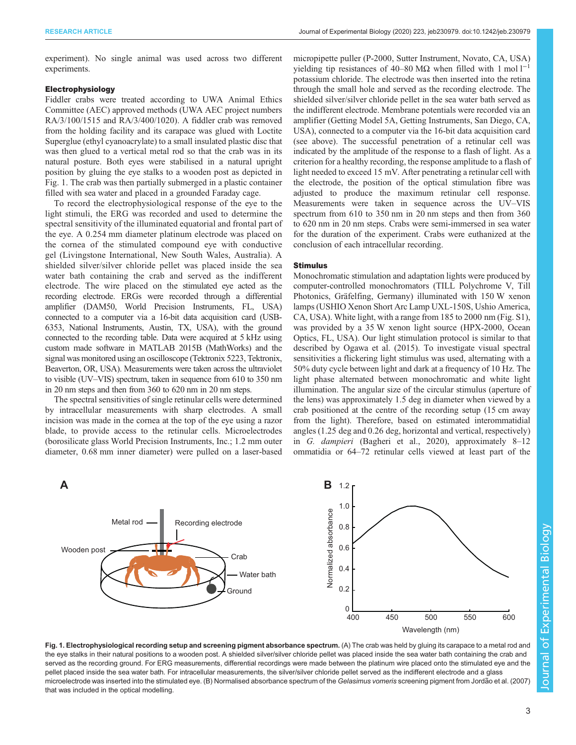experiment). No single animal was used across two different experiments.

### Electrophysiology

Fiddler crabs were treated according to UWA Animal Ethics Committee (AEC) approved methods (UWA AEC project numbers RA/3/100/1515 and RA/3/400/1020). A fiddler crab was removed from the holding facility and its carapace was glued with Loctite Superglue (ethyl cyanoacrylate) to a small insulated plastic disc that was then glued to a vertical metal rod so that the crab was in its natural posture. Both eyes were stabilised in a natural upright position by gluing the eye stalks to a wooden post as depicted in Fig. 1. The crab was then partially submerged in a plastic container filled with sea water and placed in a grounded Faraday cage.

To record the electrophysiological response of the eye to the light stimuli, the ERG was recorded and used to determine the spectral sensitivity of the illuminated equatorial and frontal part of the eye. A 0.254 mm diameter platinum electrode was placed on the cornea of the stimulated compound eye with conductive gel (Livingstone International, New South Wales, Australia). A shielded silver/silver chloride pellet was placed inside the sea water bath containing the crab and served as the indifferent electrode. The wire placed on the stimulated eye acted as the recording electrode. ERGs were recorded through a differential amplifier (DAM50, World Precision Instruments, FL, USA) connected to a computer via a 16-bit data acquisition card (USB-6353, National Instruments, Austin, TX, USA), with the ground connected to the recording table. Data were acquired at 5 kHz using custom made software in MATLAB 2015B (MathWorks) and the signal was monitored using an oscilloscope (Tektronix 5223, Tektronix, Beaverton, OR, USA). Measurements were taken across the ultraviolet to visible (UV–VIS) spectrum, taken in sequence from 610 to 350 nm in 20 nm steps and then from 360 to 620 nm in 20 nm steps.

The spectral sensitivities of single retinular cells were determined by intracellular measurements with sharp electrodes. A small incision was made in the cornea at the top of the eye using a razor blade, to provide access to the retinular cells. Microelectrodes (borosilicate glass World Precision Instruments, Inc.; 1.2 mm outer diameter, 0.68 mm inner diameter) were pulled on a laser-based micropipette puller (P-2000, Sutter Instrument, Novato, CA, USA) yielding tip resistances of 40–80 MΩ when filled with 1 mol $l^{-1}$ potassium chloride. The electrode was then inserted into the retina through the small hole and served as the recording electrode. The shielded silver/silver chloride pellet in the sea water bath served as the indifferent electrode. Membrane potentials were recorded via an amplifier (Getting Model 5A, Getting Instruments, San Diego, CA, USA), connected to a computer via the 16-bit data acquisition card (see above). The successful penetration of a retinular cell was indicated by the amplitude of the response to a flash of light. As a criterion for a healthy recording, the response amplitude to a flash of light needed to exceed 15 mV. After penetrating a retinular cell with the electrode, the position of the optical stimulation fibre was adjusted to produce the maximum retinular cell response. Measurements were taken in sequence across the UV–VIS spectrum from 610 to 350 nm in 20 nm steps and then from 360 to 620 nm in 20 nm steps. Crabs were semi-immersed in sea water for the duration of the experiment. Crabs were euthanized at the conclusion of each intracellular recording.

### Stimulus

Monochromatic stimulation and adaptation lights were produced by computer-controlled monochromators (TILL Polychrome V, Till Photonics, Gräfelfing, Germany) illuminated with 150 W xenon lamps (USHIO Xenon Short Arc Lamp UXL-150S, Ushio America, CA, USA). White light, with a range from 185 to 2000 nm (Fig. S1), was provided by a 35 W xenon light source (HPX-2000, Ocean Optics, FL, USA). Our light stimulation protocol is similar to that described by Ogawa et al. (2015). To investigate visual spectral sensitivities a flickering light stimulus was used, alternating with a 50% duty cycle between light and dark at a frequency of 10 Hz. The light phase alternated between monochromatic and white light illumination. The angular size of the circular stimulus (aperture of the lens) was approximately 1.5 deg in diameter when viewed by a crab positioned at the centre of the recording setup (15 cm away from the light). Therefore, based on estimated interommatidial angles (1.25 deg and 0.26 deg, horizontal and vertical, respectively) in *G. dampieri* (Bagheri et al., 2020), approximately 8–12 ommatidia or 64–72 retinular cells viewed at least part of the

**Fig. 1. Electrophysiological recording setup and screening pigment absorbance spectrum.** (A) The crab was held by gluing its carapace to a metal rod and the eye stalks in their natural positions to a wooden post. A shielded silver/silver chloride pellet was placed inside the sea water bath containing the crab and served as the recording ground. For ERG measurements, differential recordings were made between the platinum wire placed onto the stimulated eye and the pellet placed inside the sea water bath. For intracellular measurements, the silver/silver chloride pellet served as the indifferent electrode and a glass microelectrode was inserted into the stimulated eye. (B) Normalised absorbance spectrum of the *Gelasimus vomeris* screening pigment from Jordão et al. (2007) that was included in the optical modelling.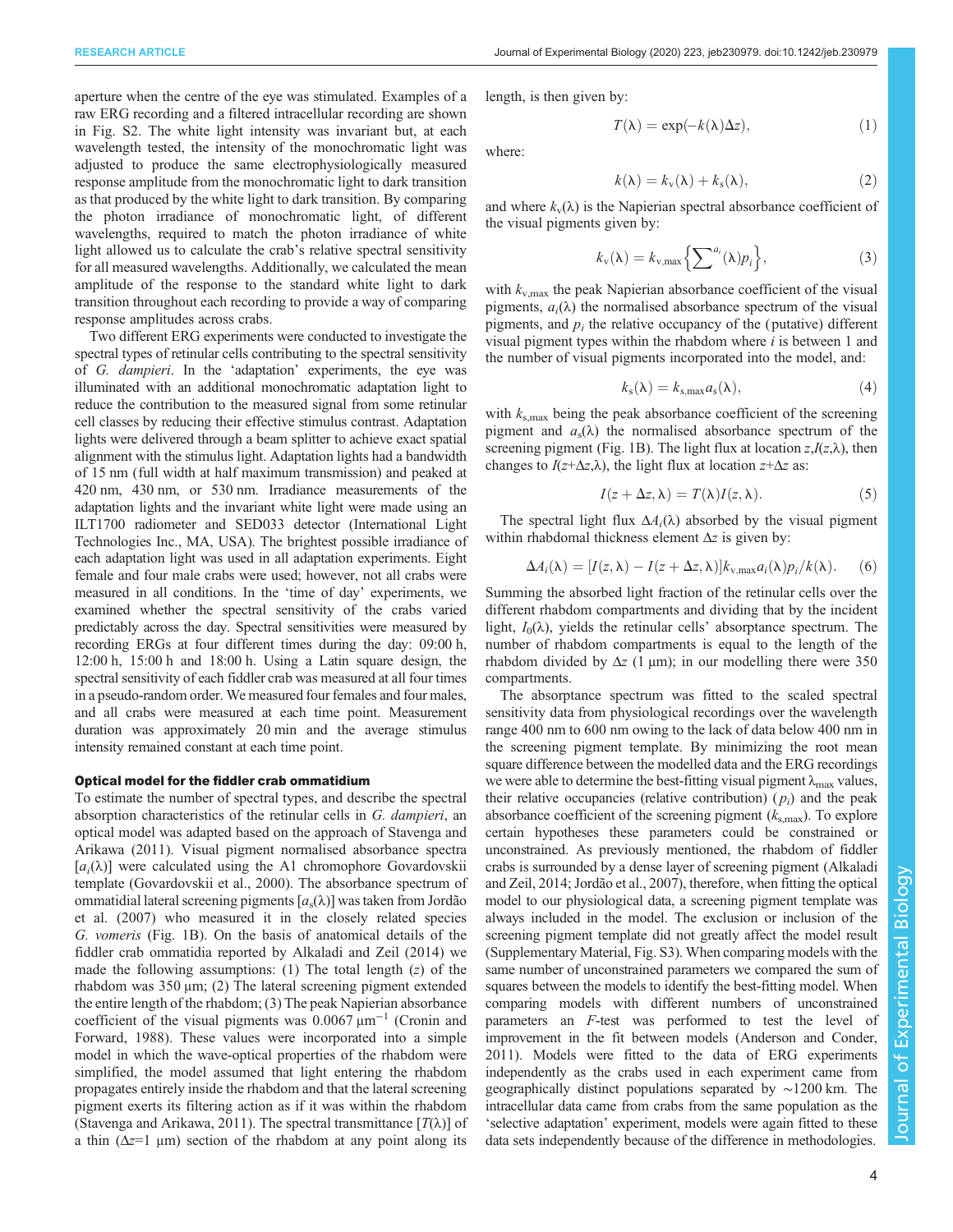aperture when the centre of the eye was stimulated. Examples of a raw ERG recording and a filtered intracellular recording are shown in Fig. S2. The white light intensity was invariant but, at each wavelength tested, the intensity of the monochromatic light was adjusted to produce the same electrophysiologically measured response amplitude from the monochromatic light to dark transition as that produced by the white light to dark transition. By comparing the photon irradiance of monochromatic light, of different wavelengths, required to match the photon irradiance of white light allowed us to calculate the crab's relative spectral sensitivity for all measured wavelengths. Additionally, we calculated the mean amplitude of the response to the standard white light to dark transition throughout each recording to provide a way of comparing response amplitudes across crabs.

Two different ERG experiments were conducted to investigate the spectral types of retinular cells contributing to the spectral sensitivity of *G. dampieri*. In the 'adaptation' experiments, the eye was illuminated with an additional monochromatic adaptation light to reduce the contribution to the measured signal from some retinular cell classes by reducing their effective stimulus contrast. Adaptation lights were delivered through a beam splitter to achieve exact spatial alignment with the stimulus light. Adaptation lights had a bandwidth of 15 nm (full width at half maximum transmission) and peaked at 420 nm, 430 nm, or 530 nm. Irradiance measurements of the adaptation lights and the invariant white light were made using an ILT1700 radiometer and SED033 detector (International Light Technologies Inc., MA, USA). The brightest possible irradiance of each adaptation light was used in all adaptation experiments. Eight female and four male crabs were used; however, not all crabs were measured in all conditions. In the 'time of day' experiments, we examined whether the spectral sensitivity of the crabs varied predictably across the day. Spectral sensitivities were measured by recording ERGs at four different times during the day: 09:00 h, 12:00 h, 15:00 h and 18:00 h. Using a Latin square design, the spectral sensitivity of each fiddler crab was measured at all four times in a pseudo-random order. We measured four females and four males, and all crabs were measured at each time point. Measurement duration was approximately 20 min and the average stimulus intensity remained constant at each time point.

#### Optical model for the fiddler crab ommatidium

To estimate the number of spectral types, and describe the spectral absorption characteristics of the retinular cells in *G. dampieri*, an optical model was adapted based on the approach of Stavenga and Arikawa (2011). Visual pigment normalised absorbance spectra [$a_i(\lambda)$] were calculated using the A1 chromophore Govardovskii template (Govardovskii et al., 2000). The absorbance spectrum of ommatidial lateral screening pigments [$a_s(\lambda)$] was taken from Jordão et al. (2007) who measured it in the closely related species *G. vomeris* (Fig. 1B). On the basis of anatomical details of the fiddler crab ommatidia reported by Alkaladi and Zeil (2014) we made the following assumptions: (1) The total length ($z$) of the rhabdom was 350 µm; (2) The lateral screening pigment extended the entire length of the rhabdom; (3) The peak Napierian absorbance coefficient of the visual pigments was 0.0067 µm$^{-1}$ (Cronin and Forward, 1988). These values were incorporated into a simple model in which the wave-optical properties of the rhabdom were simplified, the model assumed that light entering the rhabdom propagates entirely inside the rhabdom and that the lateral screening pigment exerts its filtering action as if it was within the rhabdom (Stavenga and Arikawa, 2011). The spectral transmittance [$T(\lambda)$] of a thin ($\Delta z$=1 µm) section of the rhabdom at any point along its length, is then given by:

$$T(\lambda) = \exp(-k(\lambda)\Delta z), \tag{1}$$

where:

$$k(\lambda) = k_v(\lambda) + k_s(\lambda), \tag{2}$$

and where $k_v(\lambda)$ is the Napierian spectral absorbance coefficient of the visual pigments given by:

$$k_v(\lambda) = k_{v,\max}\left\{\sum{}^{a_i}(\lambda)p_i\right\}, \tag{3}$$

with $k_{v,\max}$ the peak Napierian absorbance coefficient of the visual pigments, $a_i(\lambda)$ the normalised absorbance spectrum of the visual pigments, and $p_i$ the relative occupancy of the (putative) different visual pigment types within the rhabdom where $i$ is between 1 and the number of visual pigments incorporated into the model, and:

$$k_s(\lambda) = k_{s,\max}a_s(\lambda), \tag{4}$$

with $k_{s,\max}$ being the peak absorbance coefficient of the screening pigment and $a_s(\lambda)$ the normalised absorbance spectrum of the screening pigment (Fig. 1B). The light flux at location $z$,$I(z,\lambda)$, then changes to $I(z+\Delta z,\lambda)$, the light flux at location $z+\Delta z$ as:

$$I(z + \Delta z, \lambda) = T(\lambda)I(z, \lambda). \tag{5}$$

The spectral light flux $\Delta A_i(\lambda)$ absorbed by the visual pigment within rhabdomal thickness element $\Delta z$ is given by:

$$\Delta A_i(\lambda) = [I(z, \lambda) - I(z + \Delta z, \lambda)]k_{v,\max}a_i(\lambda)p_i/k(\lambda). \tag{6}$$

Summing the absorbed light fraction of the retinular cells over the different rhabdom compartments and dividing that by the incident light, $I_0(\lambda)$, yields the retinular cells' absorptance spectrum. The number of rhabdom compartments is equal to the length of the rhabdom divided by $\Delta z$ (1 µm); in our modelling there were 350 compartments.

The absorptance spectrum was fitted to the scaled spectral sensitivity data from physiological recordings over the wavelength range 400 nm to 600 nm owing to the lack of data below 400 nm in the screening pigment template. By minimizing the root mean square difference between the modelled data and the ERG recordings we were able to determine the best-fitting visual pigment $\lambda_{\max}$ values, their relative occupancies (relative contribution) ($p_i$) and the peak absorbance coefficient of the screening pigment ($k_{s,\max}$). To explore certain hypotheses these parameters could be constrained or unconstrained. As previously mentioned, the rhabdom of fiddler crabs is surrounded by a dense layer of screening pigment (Alkaladi and Zeil, 2014; Jordão et al., 2007), therefore, when fitting the optical model to our physiological data, a screening pigment template was always included in the model. The exclusion or inclusion of the screening pigment template did not greatly affect the model result (Supplementary Material, Fig. S3). When comparing models with the same number of unconstrained parameters we compared the sum of squares between the models to identify the best-fitting model. When comparing models with different numbers of unconstrained parameters an $F$-test was performed to test the level of improvement in the fit between models (Anderson and Conder, 2011). Models were fitted to the data of ERG experiments independently as the crabs used in each experiment came from geographically distinct populations separated by ∼1200 km. The intracellular data came from crabs from the same population as the 'selective adaptation' experiment, models were again fitted to these data sets independently because of the difference in methodologies.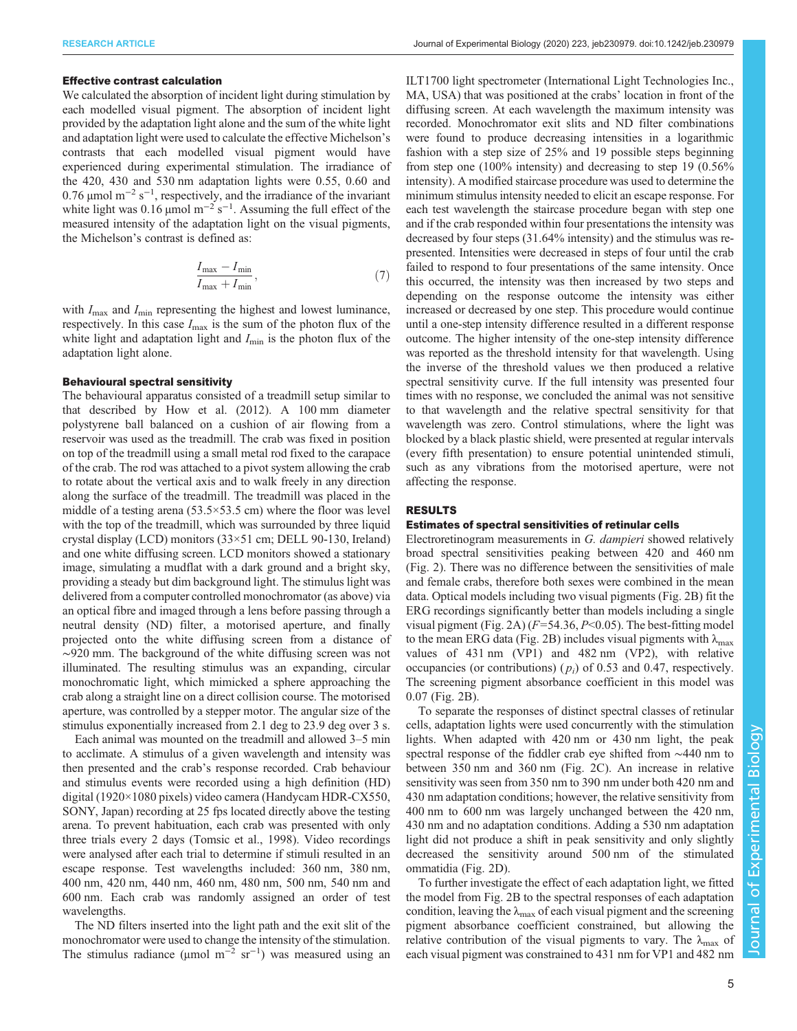### Effective contrast calculation

We calculated the absorption of incident light during stimulation by each modelled visual pigment. The absorption of incident light provided by the adaptation light alone and the sum of the white light and adaptation light were used to calculate the effective Michelson's contrasts that each modelled visual pigment would have experienced during experimental stimulation. The irradiance of the 420, 430 and 530 nm adaptation lights were 0.55, 0.60 and 0.76 µmol m$^{-2}$ s$^{-1}$, respectively, and the irradiance of the invariant white light was 0.16 µmol m$^{-2}$ s$^{-1}$. Assuming the full effect of the measured intensity of the adaptation light on the visual pigments, the Michelson's contrast is defined as:

$$\frac{I_{\max} - I_{\min}}{I_{\max} + I_{\min}}, \tag{7}$$

with $I_{\max}$ and $I_{\min}$ representing the highest and lowest luminance, respectively. In this case $I_{\max}$ is the sum of the photon flux of the white light and adaptation light and $I_{\min}$ is the photon flux of the adaptation light alone.

### Behavioural spectral sensitivity

The behavioural apparatus consisted of a treadmill setup similar to that described by How et al. (2012). A 100 mm diameter polystyrene ball balanced on a cushion of air flowing from a reservoir was used as the treadmill. The crab was fixed in position on top of the treadmill using a small metal rod fixed to the carapace of the crab. The rod was attached to a pivot system allowing the crab to rotate about the vertical axis and to walk freely in any direction along the surface of the treadmill. The treadmill was placed in the middle of a testing arena (53.5×53.5 cm) where the floor was level with the top of the treadmill, which was surrounded by three liquid crystal display (LCD) monitors (33×51 cm; DELL 90-130, Ireland) and one white diffusing screen. LCD monitors showed a stationary image, simulating a mudflat with a dark ground and a bright sky, providing a steady but dim background light. The stimulus light was delivered from a computer controlled monochromator (as above) via an optical fibre and imaged through a lens before passing through a neutral density (ND) filter, a motorised aperture, and finally projected onto the white diffusing screen from a distance of ∼920 mm. The background of the white diffusing screen was not illuminated. The resulting stimulus was an expanding, circular monochromatic light, which mimicked a sphere approaching the crab along a straight line on a direct collision course. The motorised aperture, was controlled by a stepper motor. The angular size of the stimulus exponentially increased from 2.1 deg to 23.9 deg over 3 s.

Each animal was mounted on the treadmill and allowed 3–5 min to acclimate. A stimulus of a given wavelength and intensity was then presented and the crab's response recorded. Crab behaviour and stimulus events were recorded using a high definition (HD) digital (1920×1080 pixels) video camera (Handycam HDR-CX550, SONY, Japan) recording at 25 fps located directly above the testing arena. To prevent habituation, each crab was presented with only three trials every 2 days (Tomsic et al., 1998). Video recordings were analysed after each trial to determine if stimuli resulted in an escape response. Test wavelengths included: 360 nm, 380 nm, 400 nm, 420 nm, 440 nm, 460 nm, 480 nm, 500 nm, 540 nm and 600 nm. Each crab was randomly assigned an order of test wavelengths.

The ND filters inserted into the light path and the exit slit of the monochromator were used to change the intensity of the stimulation. The stimulus radiance (µmol m$^{-2}$ sr$^{-1}$) was measured using an ILT1700 light spectrometer (International Light Technologies Inc., MA, USA) that was positioned at the crabs' location in front of the diffusing screen. At each wavelength the maximum intensity was recorded. Monochromator exit slits and ND filter combinations were found to produce decreasing intensities in a logarithmic fashion with a step size of 25% and 19 possible steps beginning from step one (100% intensity) and decreasing to step 19 (0.56% intensity). A modified staircase procedure was used to determine the minimum stimulus intensity needed to elicit an escape response. For each test wavelength the staircase procedure began with step one and if the crab responded within four presentations the intensity was decreased by four steps (31.64% intensity) and the stimulus was re-presented. Intensities were decreased in steps of four until the crab failed to respond to four presentations of the same intensity. Once this occurred, the intensity was then increased by two steps and depending on the response outcome the intensity was either increased or decreased by one step. This procedure would continue until a one-step intensity difference resulted in a different response outcome. The higher intensity of the one-step intensity difference was reported as the threshold intensity for that wavelength. Using the inverse of the threshold values we then produced a relative spectral sensitivity curve. If the full intensity was presented four times with no response, we concluded the animal was not sensitive to that wavelength and the relative spectral sensitivity for that wavelength was zero. Control stimulations, where the light was blocked by a black plastic shield, were presented at regular intervals (every fifth presentation) to ensure potential unintended stimuli, such as any vibrations from the motorised aperture, were not affecting the response.

## RESULTS

### Estimates of spectral sensitivities of retinular cells

Electroretinogram measurements in *G. dampieri* showed relatively broad spectral sensitivities peaking between 420 and 460 nm (Fig. 2). There was no difference between the sensitivities of male and female crabs, therefore both sexes were combined in the mean data. Optical models including two visual pigments (Fig. 2B) fit the ERG recordings significantly better than models including a single visual pigment (Fig. 2A) ($F$=54.36, $P$<0.05). The best-fitting model to the mean ERG data (Fig. 2B) includes visual pigments with $\lambda_{\max}$ values of 431 nm (VP1) and 482 nm (VP2), with relative occupancies (or contributions) ($p_i$) of 0.53 and 0.47, respectively. The screening pigment absorbance coefficient in this model was 0.07 (Fig. 2B).

To separate the responses of distinct spectral classes of retinular cells, adaptation lights were used concurrently with the stimulation lights. When adapted with 420 nm or 430 nm light, the peak spectral response of the fiddler crab eye shifted from ∼440 nm to between 350 nm and 360 nm (Fig. 2C). An increase in relative sensitivity was seen from 350 nm to 390 nm under both 420 nm and 430 nm adaptation conditions; however, the relative sensitivity from 400 nm to 600 nm was largely unchanged between the 420 nm, 430 nm and no adaptation conditions. Adding a 530 nm adaptation light did not produce a shift in peak sensitivity and only slightly decreased the sensitivity around 500 nm of the stimulated ommatidia (Fig. 2D).

To further investigate the effect of each adaptation light, we fitted the model from Fig. 2B to the spectral responses of each adaptation condition, leaving the $\lambda_{\max}$ of each visual pigment and the screening pigment absorbance coefficient constrained, but allowing the relative contribution of the visual pigments to vary. The $\lambda_{\max}$ of each visual pigment was constrained to 431 nm for VP1 and 482 nm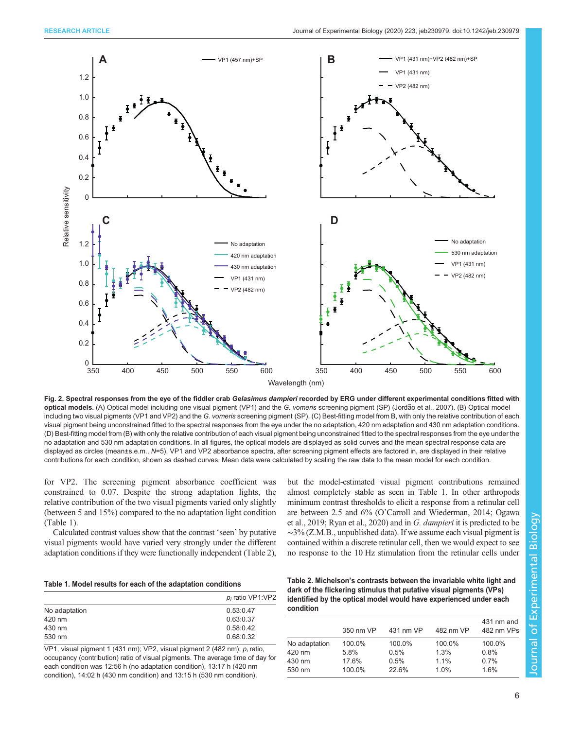**Fig. 2. Spectral responses from the eye of the fiddler crab *Gelasimus dampieri* recorded by ERG under different experimental conditions fitted with optical models.** (A) Optical model including one visual pigment (VP1) and the *G. vomeris* screening pigment (SP) (Jordão et al., 2007). (B) Optical model including two visual pigments (VP1 and VP2) and the *G. vomeris* screening pigment (SP). (C) Best-fitting model from B, with only the relative contribution of each visual pigment being unconstrained fitted to the spectral responses from the eye under the no adaptation, 420 nm adaptation and 430 nm adaptation conditions. (D) Best-fitting model from (B) with only the relative contribution of each visual pigment being unconstrained fitted to the spectral responses from the eye under the no adaptation and 530 nm adaptation conditions. In all figures, the optical models are displayed as solid curves and the mean spectral response data are displayed as circles (mean±s.e.m., *N*=5). VP1 and VP2 absorbance spectra, after screening pigment effects are factored in, are displayed in their relative contributions for each condition, shown as dashed curves. Mean data were calculated by scaling the raw data to the mean model for each condition.

for VP2. The screening pigment absorbance coefficient was constrained to 0.07. Despite the strong adaptation lights, the relative contribution of the two visual pigments varied only slightly (between 5 and 15%) compared to the no adaptation light condition (Table 1).

Calculated contrast values show that the contrast 'seen' by putative visual pigments would have varied very strongly under the different adaptation conditions if they were functionally independent (Table 2), but the model-estimated visual pigment contributions remained almost completely stable as seen in Table 1. In other arthropods minimum contrast thresholds to elicit a response from a retinular cell are between 2.5 and 6% (O'Carroll and Wiederman, 2014; Ogawa et al., 2019; Ryan et al., 2020) and in *G. dampieri* it is predicted to be ~3% (Z.M.B., unpublished data). If we assume each visual pigment is contained within a discrete retinular cell, then we would expect to see no response to the 10 Hz stimulation from the retinular cells under

**Table 1. Model results for each of the adaptation conditions**

| | $p_i$ ratio VP1:VP2 |
|---|---|
| No adaptation | 0.53:0.47 |
| 420 nm | 0.63:0.37 |
| 430 nm | 0.58:0.42 |
| 530 nm | 0.68:0.32 |

VP1, visual pigment 1 (431 nm); VP2, visual pigment 2 (482 nm); $p_i$ ratio, occupancy (contribution) ratio of visual pigments. The average time of day for each condition was 12:56 h (no adaptation condition), 13:17 h (420 nm condition), 14:02 h (430 nm condition) and 13:15 h (530 nm condition).

**Table 2. Michelson's contrasts between the invariable white light and dark of the flickering stimulus that putative visual pigments (VPs) identified by the optical model would have experienced under each condition**

| | 350 nm VP | 431 nm VP | 482 nm VP | 431 nm and 482 nm VPs |
|---|---|---|---|---|
| No adaptation | 100.0% | 100.0% | 100.0% | 100.0% |
| 420 nm | 5.8% | 0.5% | 1.3% | 0.8% |
| 430 nm | 17.6% | 0.5% | 1.1% | 0.7% |
| 530 nm | 100.0% | 22.6% | 1.0% | 1.6% |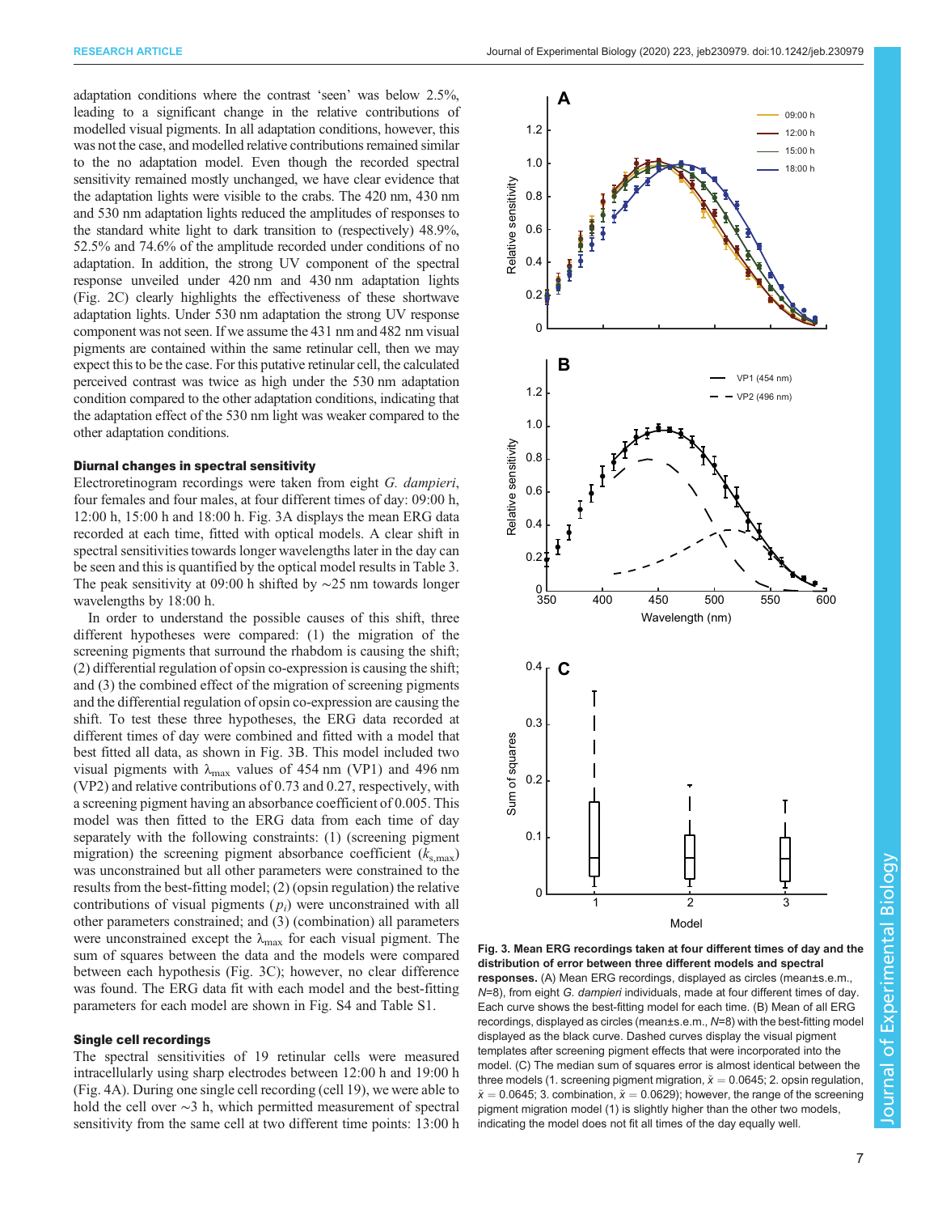adaptation conditions where the contrast 'seen' was below 2.5%, leading to a significant change in the relative contributions of modelled visual pigments. In all adaptation conditions, however, this was not the case, and modelled relative contributions remained similar to the no adaptation model. Even though the recorded spectral sensitivity remained mostly unchanged, we have clear evidence that the adaptation lights were visible to the crabs. The 420 nm, 430 nm and 530 nm adaptation lights reduced the amplitudes of responses to the standard white light to dark transition to (respectively) 48.9%, 52.5% and 74.6% of the amplitude recorded under conditions of no adaptation. In addition, the strong UV component of the spectral response unveiled under 420 nm and 430 nm adaptation lights (Fig. 2C) clearly highlights the effectiveness of these shortwave adaptation lights. Under 530 nm adaptation the strong UV response component was not seen. If we assume the 431 nm and 482 nm visual pigments are contained within the same retinular cell, then we may expect this to be the case. For this putative retinular cell, the calculated perceived contrast was twice as high under the 530 nm adaptation condition compared to the other adaptation conditions, indicating that the adaptation effect of the 530 nm light was weaker compared to the other adaptation conditions.

### Diurnal changes in spectral sensitivity

Electroretinogram recordings were taken from eight *G. dampieri*, four females and four males, at four different times of day: 09:00 h, 12:00 h, 15:00 h and 18:00 h. Fig. 3A displays the mean ERG data recorded at each time, fitted with optical models. A clear shift in spectral sensitivities towards longer wavelengths later in the day can be seen and this is quantified by the optical model results in Table 3. The peak sensitivity at 09:00 h shifted by ∼25 nm towards longer wavelengths by 18:00 h.

In order to understand the possible causes of this shift, three different hypotheses were compared: (1) the migration of the screening pigments that surround the rhabdom is causing the shift; (2) differential regulation of opsin co-expression is causing the shift; and (3) the combined effect of the migration of screening pigments and the differential regulation of opsin co-expression are causing the shift. To test these three hypotheses, the ERG data recorded at different times of day were combined and fitted with a model that best fitted all data, as shown in Fig. 3B. This model included two visual pigments with $\lambda_{max}$ values of 454 nm (VP1) and 496 nm (VP2) and relative contributions of 0.73 and 0.27, respectively, with a screening pigment having an absorbance coefficient of 0.005. This model was then fitted to the ERG data from each time of day separately with the following constraints: (1) (screening pigment migration) the screening pigment absorbance coefficient ($k_{s,max}$) was unconstrained but all other parameters were constrained to the results from the best-fitting model; (2) (opsin regulation) the relative contributions of visual pigments ($p_i$) were unconstrained with all other parameters constrained; and (3) (combination) all parameters were unconstrained except the $\lambda_{max}$ for each visual pigment. The sum of squares between the data and the models were compared between each hypothesis (Fig. 3C); however, no clear difference was found. The ERG data fit with each model and the best-fitting parameters for each model are shown in Fig. S4 and Table S1.

### Single cell recordings

The spectral sensitivities of 19 retinular cells were measured intracellularly using sharp electrodes between 12:00 h and 19:00 h (Fig. 4A). During one single cell recording (cell 19), we were able to hold the cell over ∼3 h, which permitted measurement of spectral sensitivity from the same cell at two different time points: 13:00 h

**Fig. 3. Mean ERG recordings taken at four different times of day and the distribution of error between three different models and spectral responses.** (A) Mean ERG recordings, displayed as circles (mean±s.e.m., *N*=8), from eight *G. dampieri* individuals, made at four different times of day. Each curve shows the best-fitting model for each time. (B) Mean of all ERG recordings, displayed as circles (mean±s.e.m., *N*=8) with the best-fitting model displayed as the black curve. Dashed curves display the visual pigment templates after screening pigment effects that were incorporated into the model. (C) The median sum of squares error is almost identical between the three models (1. screening pigment migration, $\tilde{x}$ = 0.0645; 2. opsin regulation, $\tilde{x}$ = 0.0645; 3. combination, $\tilde{x}$ = 0.0629); however, the range of the screening pigment migration model (1) is slightly higher than the other two models, indicating the model does not fit all times of the day equally well.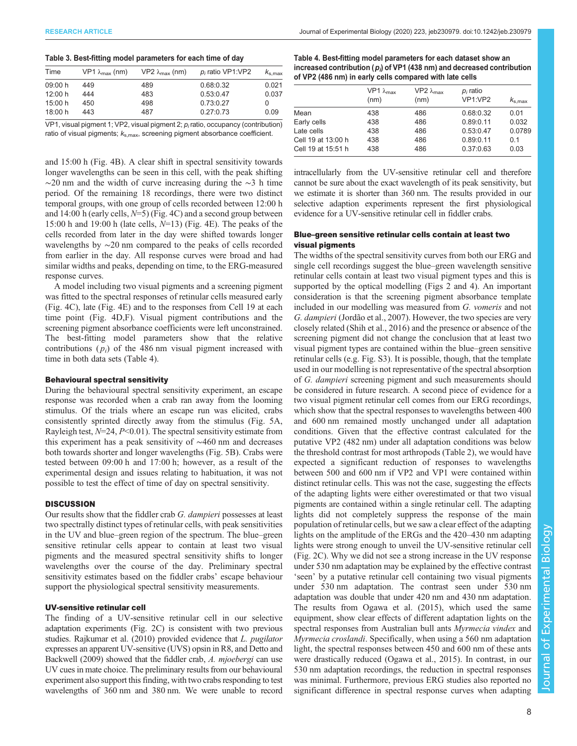**Table 3. Best-fitting model parameters for each time of day**

| Time | VP1 $\lambda_{max}$ (nm) | VP2 $\lambda_{max}$ (nm) | $p_i$ ratio VP1:VP2 | $k_{s,max}$ |
|---|---|---|---|---|
| 09:00 h | 449 | 489 | 0.68:0.32 | 0.021 |
| 12:00 h | 444 | 483 | 0.53:0.47 | 0.037 |
| 15:00 h | 450 | 498 | 0.73:0.27 | 0 |
| 18:00 h | 443 | 487 | 0.27:0.73 | 0.09 |

VP1, visual pigment 1; VP2, visual pigment 2; $p_i$ ratio, occupancy (contribution) ratio of visual pigments; $k_{s,max}$, screening pigment absorbance coefficient.

and 15:00 h (Fig. 4B). A clear shift in spectral sensitivity towards longer wavelengths can be seen in this cell, with the peak shifting ∼20 nm and the width of curve increasing during the ∼3 h time period. Of the remaining 18 recordings, there were two distinct temporal groups, with one group of cells recorded between 12:00 h and 14:00 h (early cells, $N$=5) (Fig. 4C) and a second group between 15:00 h and 19:00 h (late cells, $N$=13) (Fig. 4E). The peaks of the cells recorded from later in the day were shifted towards longer wavelengths by ∼20 nm compared to the peaks of cells recorded from earlier in the day. All response curves were broad and had similar widths and peaks, depending on time, to the ERG-measured response curves.

A model including two visual pigments and a screening pigment was fitted to the spectral responses of retinular cells measured early (Fig. 4C), late (Fig. 4E) and to the responses from Cell 19 at each time point (Fig. 4D,F). Visual pigment contributions and the screening pigment absorbance coefficients were left unconstrained. The best-fitting model parameters show that the relative contributions ($p_i$) of the 486 nm visual pigment increased with time in both data sets (Table 4).

### Behavioural spectral sensitivity

During the behavioural spectral sensitivity experiment, an escape response was recorded when a crab ran away from the looming stimulus. Of the trials where an escape run was elicited, crabs consistently sprinted directly away from the stimulus (Fig. 5A, Rayleigh test, $N$=24, $P$<0.01). The spectral sensitivity estimate from this experiment has a peak sensitivity of ∼460 nm and decreases both towards shorter and longer wavelengths (Fig. 5B). Crabs were tested between 09:00 h and 17:00 h; however, as a result of the experimental design and issues relating to habituation, it was not possible to test the effect of time of day on spectral sensitivity.

## DISCUSSION

Our results show that the fiddler crab *G. dampieri* possesses at least two spectrally distinct types of retinular cells, with peak sensitivities in the UV and blue–green region of the spectrum. The blue–green sensitive retinular cells appear to contain at least two visual pigments and the measured spectral sensitivity shifts to longer wavelengths over the course of the day. Preliminary spectral sensitivity estimates based on the fiddler crabs' escape behaviour support the physiological spectral sensitivity measurements.

### UV-sensitive retinular cell

The finding of a UV-sensitive retinular cell in our selective adaptation experiments (Fig. 2C) is consistent with two previous studies. Rajkumar et al. (2010) provided evidence that *L. pugilator* expresses an apparent UV-sensitive (UVS) opsin in R8, and Detto and Backwell (2009) showed that the fiddler crab, *A. mjoebergi* can use UV cues in mate choice. The preliminary results from our behavioural experiment also support this finding, with two crabs responding to test wavelengths of 360 nm and 380 nm. We were unable to record

**Table 4. Best-fitting model parameters for each dataset show an increased contribution ($p_i$) of VP1 (438 nm) and decreased contribution of VP2 (486 nm) in early cells compared with late cells**

| | VP1 $\lambda_{max}$ (nm) | VP2 $\lambda_{max}$ (nm) | $p_i$ ratio VP1:VP2 | $k_{s,max}$ |
|---|---|---|---|---|
| Mean | 438 | 486 | 0.68:0.32 | 0.01 |
| Early cells | 438 | 486 | 0.89:0.11 | 0.032 |
| Late cells | 438 | 486 | 0.53:0.47 | 0.0789 |
| Cell 19 at 13:00 h | 438 | 486 | 0.89:0.11 | 0.1 |
| Cell 19 at 15:51 h | 438 | 486 | 0.37:0.63 | 0.03 |

intracellularly from the UV-sensitive retinular cell and therefore cannot be sure about the exact wavelength of its peak sensitivity, but we estimate it is shorter than 360 nm. The results provided in our selective adaption experiments represent the first physiological evidence for a UV-sensitive retinular cell in fiddler crabs.

### Blue–green sensitive retinular cells contain at least two visual pigments

The widths of the spectral sensitivity curves from both our ERG and single cell recordings suggest the blue–green wavelength sensitive retinular cells contain at least two visual pigment types and this is supported by the optical modelling (Figs 2 and 4). An important consideration is that the screening pigment absorbance template included in our modelling was measured from *G. vomeris* and not *G. dampieri* (Jordão et al., 2007). However, the two species are very closely related (Shih et al., 2016) and the presence or absence of the screening pigment did not change the conclusion that at least two visual pigment types are contained within the blue–green sensitive retinular cells (e.g. Fig. S3). It is possible, though, that the template used in our modelling is not representative of the spectral absorption of *G. dampieri* screening pigment and such measurements should be considered in future research. A second piece of evidence for a two visual pigment retinular cell comes from our ERG recordings, which show that the spectral responses to wavelengths between 400 and 600 nm remained mostly unchanged under all adaptation conditions. Given that the effective contrast calculated for the putative VP2 (482 nm) under all adaptation conditions was below the threshold contrast for most arthropods (Table 2), we would have expected a significant reduction of responses to wavelengths between 500 and 600 nm if VP2 and VP1 were contained within distinct retinular cells. This was not the case, suggesting the effects of the adapting lights were either overestimated or that two visual pigments are contained within a single retinular cell. The adapting lights did not completely suppress the response of the main population of retinular cells, but we saw a clear effect of the adapting lights on the amplitude of the ERGs and the 420–430 nm adapting lights were strong enough to unveil the UV-sensitive retinular cell (Fig. 2C). Why we did not see a strong increase in the UV response under 530 nm adaptation may be explained by the effective contrast 'seen' by a putative retinular cell containing two visual pigments under 530 nm adaptation. The contrast seen under 530 nm adaptation was double that under 420 nm and 430 nm adaptation. The results from Ogawa et al. (2015), which used the same equipment, show clear effects of different adaptation lights on the spectral responses from Australian bull ants *Myrmecia vindex* and *Myrmecia croslandi*. Specifically, when using a 560 nm adaptation light, the spectral responses between 450 and 600 nm of these ants were drastically reduced (Ogawa et al., 2015). In contrast, in our 530 nm adaptation recordings, the reduction in spectral responses was minimal. Furthermore, previous ERG studies also reported no significant difference in spectral response curves when adapting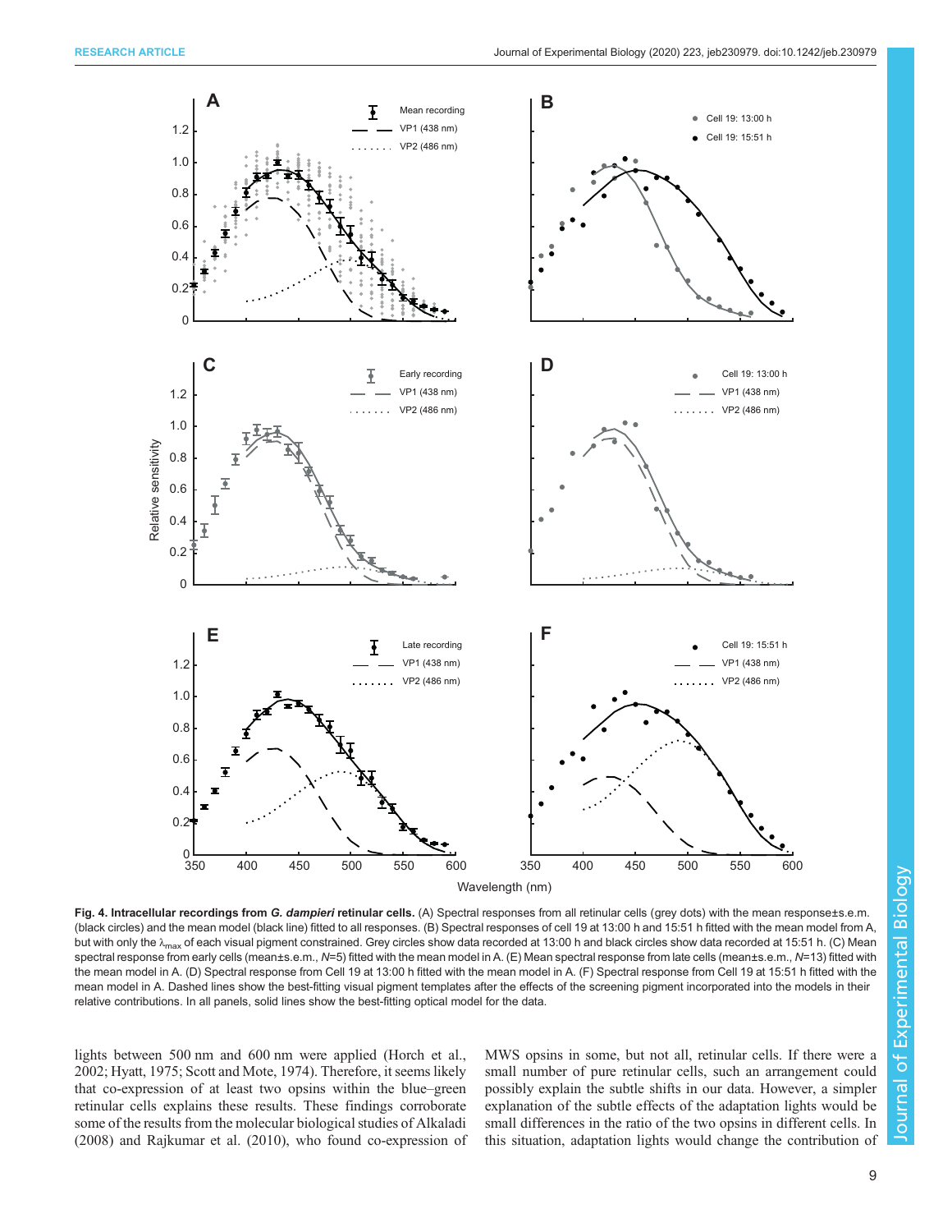**Fig. 4. Intracellular recordings from *G. dampieri* retinular cells.** (A) Spectral responses from all retinular cells (grey dots) with the mean response±s.e.m. (black circles) and the mean model (black line) fitted to all responses. (B) Spectral responses of cell 19 at 13:00 h and 15:51 h fitted with the mean model from A, but with only the $\lambda_{max}$ of each visual pigment constrained. Grey circles show data recorded at 13:00 h and black circles show data recorded at 15:51 h. (C) Mean spectral response from early cells (mean±s.e.m., $N$=5) fitted with the mean model in A. (E) Mean spectral response from late cells (mean±s.e.m., $N$=13) fitted with the mean model in A. (D) Spectral response from Cell 19 at 13:00 h fitted with the mean model in A. (F) Spectral response from Cell 19 at 15:51 h fitted with the mean model in A. Dashed lines show the best-fitting visual pigment templates after the effects of the screening pigment incorporated into the models in their relative contributions. In all panels, solid lines show the best-fitting optical model for the data.

lights between 500 nm and 600 nm were applied (Horch et al., 2002; Hyatt, 1975; Scott and Mote, 1974). Therefore, it seems likely that co-expression of at least two opsins within the blue–green retinular cells explains these results. These findings corroborate some of the results from the molecular biological studies of Alkaladi (2008) and Rajkumar et al. (2010), who found co-expression of MWS opsins in some, but not all, retinular cells. If there were a small number of pure retinular cells, such an arrangement could possibly explain the subtle shifts in our data. However, a simpler explanation of the subtle effects of the adaptation lights would be small differences in the ratio of the two opsins in different cells. In this situation, adaptation lights would change the contribution of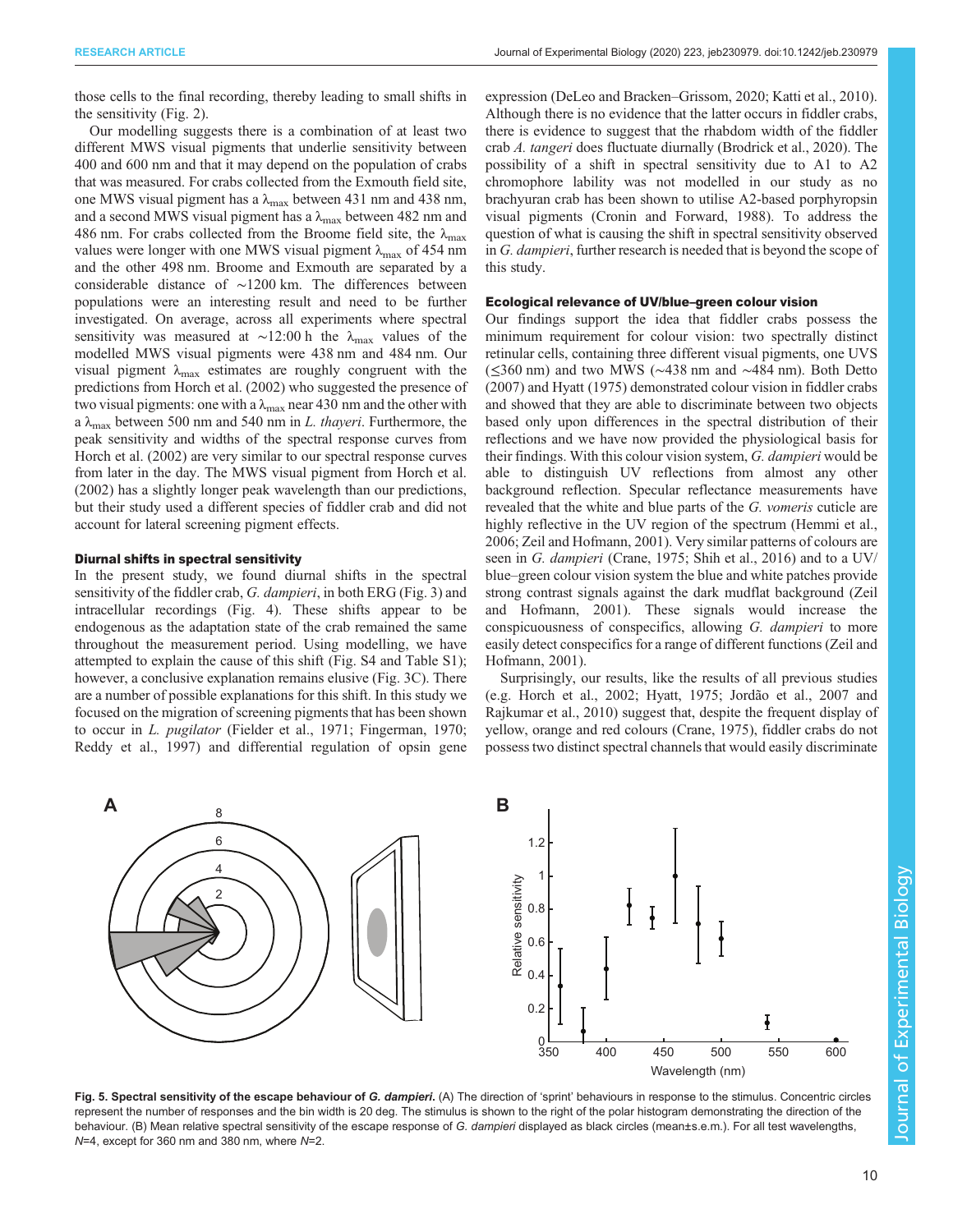those cells to the final recording, thereby leading to small shifts in the sensitivity (Fig. 2).

Our modelling suggests there is a combination of at least two different MWS visual pigments that underlie sensitivity between 400 and 600 nm and that it may depend on the population of crabs that was measured. For crabs collected from the Exmouth field site, one MWS visual pigment has a $\lambda_{max}$ between 431 nm and 438 nm, and a second MWS visual pigment has a $\lambda_{max}$ between 482 nm and 486 nm. For crabs collected from the Broome field site, the $\lambda_{max}$ values were longer with one MWS visual pigment $\lambda_{max}$ of 454 nm and the other 498 nm. Broome and Exmouth are separated by a considerable distance of ∼1200 km. The differences between populations were an interesting result and need to be further investigated. On average, across all experiments where spectral sensitivity was measured at ∼12:00 h the $\lambda_{max}$ values of the modelled MWS visual pigments were 438 nm and 484 nm. Our visual pigment $\lambda_{max}$ estimates are roughly congruent with the predictions from Horch et al. (2002) who suggested the presence of two visual pigments: one with a $\lambda_{max}$ near 430 nm and the other with a $\lambda_{max}$ between 500 nm and 540 nm in *L. thayeri*. Furthermore, the peak sensitivity and widths of the spectral response curves from Horch et al. (2002) are very similar to our spectral response curves from later in the day. The MWS visual pigment from Horch et al. (2002) has a slightly longer peak wavelength than our predictions, but their study used a different species of fiddler crab and did not account for lateral screening pigment effects.

### Diurnal shifts in spectral sensitivity

In the present study, we found diurnal shifts in the spectral sensitivity of the fiddler crab, *G. dampieri*, in both ERG (Fig. 3) and intracellular recordings (Fig. 4). These shifts appear to be endogenous as the adaptation state of the crab remained the same throughout the measurement period. Using modelling, we have attempted to explain the cause of this shift (Fig. S4 and Table S1); however, a conclusive explanation remains elusive (Fig. 3C). There are a number of possible explanations for this shift. In this study we focused on the migration of screening pigments that has been shown to occur in *L. pugilator* (Fielder et al., 1971; Fingerman, 1970; Reddy et al., 1997) and differential regulation of opsin gene expression (DeLeo and Bracken–Grissom, 2020; Katti et al., 2010). Although there is no evidence that the latter occurs in fiddler crabs, there is evidence to suggest that the rhabdom width of the fiddler crab *A. tangeri* does fluctuate diurnally (Brodrick et al., 2020). The possibility of a shift in spectral sensitivity due to A1 to A2 chromophore lability was not modelled in our study as no brachyuran crab has been shown to utilise A2-based porphyropsin visual pigments (Cronin and Forward, 1988). To address the question of what is causing the shift in spectral sensitivity observed in *G. dampieri*, further research is needed that is beyond the scope of this study.

### Ecological relevance of UV/blue–green colour vision

Our findings support the idea that fiddler crabs possess the minimum requirement for colour vision: two spectrally distinct retinular cells, containing three different visual pigments, one UVS (≤360 nm) and two MWS (∼438 nm and ∼484 nm). Both Detto (2007) and Hyatt (1975) demonstrated colour vision in fiddler crabs and showed that they are able to discriminate between two objects based only upon differences in the spectral distribution of their reflections and we have now provided the physiological basis for their findings. With this colour vision system, *G. dampieri* would be able to distinguish UV reflections from almost any other background reflection. Specular reflectance measurements have revealed that the white and blue parts of the *G. vomeris* cuticle are highly reflective in the UV region of the spectrum (Hemmi et al., 2006; Zeil and Hofmann, 2001). Very similar patterns of colours are seen in *G. dampieri* (Crane, 1975; Shih et al., 2016) and to a UV/blue–green colour vision system the blue and white patches provide strong contrast signals against the dark mudflat background (Zeil and Hofmann, 2001). These signals would increase the conspicuousness of conspecifics, allowing *G. dampieri* to more easily detect conspecifics for a range of different functions (Zeil and Hofmann, 2001).

Surprisingly, our results, like the results of all previous studies (e.g. Horch et al., 2002; Hyatt, 1975; Jordão et al., 2007 and Rajkumar et al., 2010) suggest that, despite the frequent display of yellow, orange and red colours (Crane, 1975), fiddler crabs do not possess two distinct spectral channels that would easily discriminate

**Fig. 5. Spectral sensitivity of the escape behaviour of *G. dampieri*.** (A) The direction of 'sprint' behaviours in response to the stimulus. Concentric circles represent the number of responses and the bin width is 20 deg. The stimulus is shown to the right of the polar histogram demonstrating the direction of the behaviour. (B) Mean relative spectral sensitivity of the escape response of *G. dampieri* displayed as black circles (mean±s.e.m.). For all test wavelengths, $N$=4, except for 360 nm and 380 nm, where $N$=2.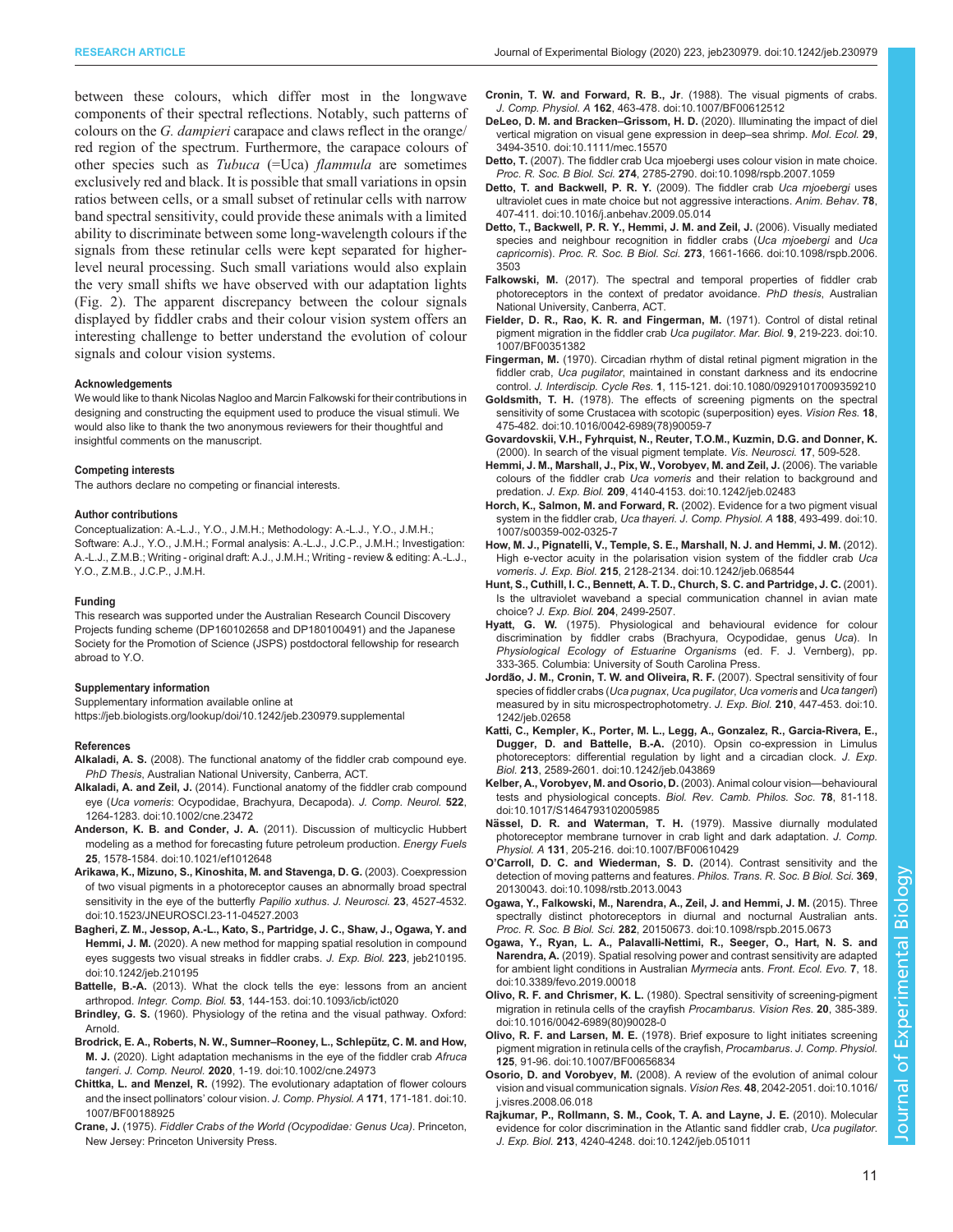between these colours, which differ most in the longwave components of their spectral reflections. Notably, such patterns of colours on the *G. dampieri* carapace and claws reflect in the orange/red region of the spectrum. Furthermore, the carapace colours of other species such as *Tubuca* (=Uca) *flammula* are sometimes exclusively red and black. It is possible that small variations in opsin ratios between cells, or a small subset of retinular cells with narrow band spectral sensitivity, could provide these animals with a limited ability to discriminate between some long-wavelength colours if the signals from these retinular cells were kept separated for higher-level neural processing. Such small variations would also explain the very small shifts we have observed with our adaptation lights (Fig. 2). The apparent discrepancy between the colour signals displayed by fiddler crabs and their colour vision system offers an interesting challenge to better understand the evolution of colour signals and colour vision systems.

#### Acknowledgements

We would like to thank Nicolas Nagloo and Marcin Falkowski for their contributions in designing and constructing the equipment used to produce the visual stimuli. We would also like to thank the two anonymous reviewers for their thoughtful and insightful comments on the manuscript.

#### Competing interests

The authors declare no competing or financial interests.

#### Author contributions

Conceptualization: A.-L.J., Y.O., J.M.H.; Methodology: A.-L.J., Y.O., J.M.H.; Software: A.J., Y.O., J.M.H.; Formal analysis: A.-L.J., J.C.P., J.M.H.; Investigation: A.-L.J., Z.M.B.; Writing - original draft: A.J., J.M.H.; Writing - review & editing: A.-L.J., Y.O., Z.M.B., J.C.P., J.M.H.

#### Funding

This research was supported under the Australian Research Council Discovery Projects funding scheme (DP160102658 and DP180100491) and the Japanese Society for the Promotion of Science (JSPS) postdoctoral fellowship for research abroad to Y.O.

#### Supplementary information

Supplementary information available online at
https://jeb.biologists.org/lookup/doi/10.1242/jeb.230979.supplemental

#### References

**Alkaladi, A. S.** (2008). The functional anatomy of the fiddler crab compound eye. *PhD Thesis*, Australian National University, Canberra, ACT.

**Alkaladi, A. and Zeil, J.** (2014). Functional anatomy of the fiddler crab compound eye (*Uca vomeris*: Ocypodidae, Brachyura, Decapoda). *J. Comp. Neurol.* **522**, 1264-1283. doi:10.1002/cne.23472

**Anderson, K. B. and Conder, J. A.** (2011). Discussion of multicyclic Hubbert modeling as a method for forecasting future petroleum production. *Energy Fuels* **25**, 1578-1584. doi:10.1021/ef1012648

**Arikawa, K., Mizuno, S., Kinoshita, M. and Stavenga, D. G.** (2003). Coexpression of two visual pigments in a photoreceptor causes an abnormally broad spectral sensitivity in the eye of the butterfly *Papilio xuthus*. *J. Neurosci.* **23**, 4527-4532. doi:10.1523/JNEUROSCI.23-11-04527.2003

**Bagheri, Z. M., Jessop, A.-L., Kato, S., Partridge, J. C., Shaw, J., Ogawa, Y. and Hemmi, J. M.** (2020). A new method for mapping spatial resolution in compound eyes suggests two visual streaks in fiddler crabs. *J. Exp. Biol.* **223**, jeb210195. doi:10.1242/jeb.210195

**Battelle, B.-A.** (2013). What the clock tells the eye: lessons from an ancient arthropod. *Integr. Comp. Biol.* **53**, 144-153. doi:10.1093/icb/ict020

**Brindley, G. S.** (1960). Physiology of the retina and the visual pathway. Oxford: Arnold.

**Brodrick, E. A., Roberts, N. W., Sumner–Rooney, L., Schlepütz, C. M. and How, M. J.** (2020). Light adaptation mechanisms in the eye of the fiddler crab *Afruca tangeri*. *J. Comp. Neurol.* **2020**, 1-19. doi:10.1002/cne.24973

**Chittka, L. and Menzel, R.** (1992). The evolutionary adaptation of flower colours and the insect pollinators' colour vision. *J. Comp. Physiol. A* **171**, 171-181. doi:10.1007/BF00188925

**Crane, J.** (1975). *Fiddler Crabs of the World (Ocypodidae: Genus Uca)*. Princeton, New Jersey: Princeton University Press.

**Cronin, T. W. and Forward, R. B., Jr** (1988). The visual pigments of crabs. *J. Comp. Physiol. A* **162**, 463-478. doi:10.1007/BF00612512

**DeLeo, D. M. and Bracken–Grissom, H. D.** (2020). Illuminating the impact of diel vertical migration on visual gene expression in deep–sea shrimp. *Mol. Ecol.* **29**, 3494-3510. doi:10.1111/mec.15570

**Detto, T.** (2007). The fiddler crab Uca mjoebergi uses colour vision in mate choice. *Proc. R. Soc. B Biol. Sci.* **274**, 2785-2790. doi:10.1098/rspb.2007.1059

**Detto, T. and Backwell, P. R. Y.** (2009). The fiddler crab *Uca mjoebergi* uses ultraviolet cues in mate choice but not aggressive interactions. *Anim. Behav.* **78**, 407-411. doi:10.1016/j.anbehav.2009.05.014

**Detto, T., Backwell, P. R. Y., Hemmi, J. M. and Zeil, J.** (2006). Visually mediated species and neighbour recognition in fiddler crabs (*Uca mjoebergi* and *Uca capricornis*). *Proc. R. Soc. B Biol. Sci.* **273**, 1661-1666. doi:10.1098/rspb.2006.3503

**Falkowski, M.** (2017). The spectral and temporal properties of fiddler crab photoreceptors in the context of predator avoidance. *PhD thesis*, Australian National University, Canberra, ACT.

**Fielder, D. R., Rao, K. R. and Fingerman, M.** (1971). Control of distal retinal pigment migration in the fiddler crab *Uca pugilator*. *Mar. Biol.* **9**, 219-223. doi:10.1007/BF00351382

**Fingerman, M.** (1970). Circadian rhythm of distal retinal pigment migration in the fiddler crab, *Uca pugilator*, maintained in constant darkness and its endocrine control. *J. Interdiscip. Cycle Res.* **1**, 115-121. doi:10.1080/09291017009359210

**Goldsmith, T. H.** (1978). The effects of screening pigments on the spectral sensitivity of some Crustacea with scotopic (superposition) eyes. *Vision Res.* **18**, 475-482. doi:10.1016/0042-6989(78)90059-7

**Govardovskii, V.H., Fyhrquist, N., Reuter, T.O.M., Kuzmin, D.G. and Donner, K.** (2000). In search of the visual pigment template. *Vis. Neurosci.* **17**, 509-528.

**Hemmi, J. M., Marshall, J., Pix, W., Vorobyev, M. and Zeil, J.** (2006). The variable colours of the fiddler crab *Uca vomeris* and their relation to background and predation. *J. Exp. Biol.* **209**, 4140-4153. doi:10.1242/jeb.02483

**Horch, K., Salmon, M. and Forward, R.** (2002). Evidence for a two pigment visual system in the fiddler crab, *Uca thayeri*. *J. Comp. Physiol. A* **188**, 493-499. doi:10.1007/s00359-002-0325-7

**How, M. J., Pignatelli, V., Temple, S. E., Marshall, N. J. and Hemmi, J. M.** (2012). High e-vector acuity in the polarisation vision system of the fiddler crab *Uca vomeris*. *J. Exp. Biol.* **215**, 2128-2134. doi:10.1242/jeb.068544

**Hunt, S., Cuthill, I. C., Bennett, A. T. D., Church, S. C. and Partridge, J. C.** (2001). Is the ultraviolet waveband a special communication channel in avian mate choice? *J. Exp. Biol.* **204**, 2499-2507.

**Hyatt, G. W.** (1975). Physiological and behavioural evidence for colour discrimination by fiddler crabs (Brachyura, Ocypodidae, genus *Uca*). In *Physiological Ecology of Estuarine Organisms* (ed. F. J. Vernberg), pp. 333-365. Columbia: University of South Carolina Press.

**Jordão, J. M., Cronin, T. W. and Oliveira, R. F.** (2007). Spectral sensitivity of four species of fiddler crabs (*Uca pugnax*, *Uca pugilator*, *Uca vomeris* and *Uca tangeri*) measured by in situ microspectrophotometry. *J. Exp. Biol.* **210**, 447-453. doi:10.1242/jeb.02658

**Katti, C., Kempler, K., Porter, M. L., Legg, A., Gonzalez, R., Garcia-Rivera, E., Dugger, D. and Battelle, B.-A.** (2010). Opsin co-expression in Limulus photoreceptors: differential regulation by light and a circadian clock. *J. Exp. Biol.* **213**, 2589-2601. doi:10.1242/jeb.043869

**Kelber, A., Vorobyev, M. and Osorio, D.** (2003). Animal colour vision—behavioural tests and physiological concepts. *Biol. Rev. Camb. Philos. Soc.* **78**, 81-118. doi:10.1017/S1464793102005985

**Nässel, D. R. and Waterman, T. H.** (1979). Massive diurnally modulated photoreceptor membrane turnover in crab light and dark adaptation. *J. Comp. Physiol. A* **131**, 205-216. doi:10.1007/BF00610429

**O'Carroll, D. C. and Wiederman, S. D.** (2014). Contrast sensitivity and the detection of moving patterns and features. *Philos. Trans. R. Soc. B Biol. Sci.* **369**, 20130043. doi:10.1098/rstb.2013.0043

**Ogawa, Y., Falkowski, M., Narendra, A., Zeil, J. and Hemmi, J. M.** (2015). Three spectrally distinct photoreceptors in diurnal and nocturnal Australian ants. *Proc. R. Soc. B Biol. Sci.* **282**, 20150673. doi:10.1098/rspb.2015.0673

**Ogawa, Y., Ryan, L. A., Palavalli-Nettimi, R., Seeger, O., Hart, N. S. and Narendra, A.** (2019). Spatial resolving power and contrast sensitivity are adapted for ambient light conditions in Australian *Myrmecia* ants. *Front. Ecol. Evo.* **7**, 18. doi:10.3389/fevo.2019.00018

**Olivo, R. F. and Chrismer, K. L.** (1980). Spectral sensitivity of screening-pigment migration in retinula cells of the crayfish *Procambarus*. *Vision Res.* **20**, 385-389. doi:10.1016/0042-6989(80)90028-0

**Olivo, R. F. and Larsen, M. E.** (1978). Brief exposure to light initiates screening pigment migration in retinula cells of the crayfish, *Procambarus*. *J. Comp. Physiol.* **125**, 91-96. doi:10.1007/BF00656834

**Osorio, D. and Vorobyev, M.** (2008). A review of the evolution of animal colour vision and visual communication signals. *Vision Res.* **48**, 2042-2051. doi:10.1016/j.visres.2008.06.018

**Rajkumar, P., Rollmann, S. M., Cook, T. A. and Layne, J. E.** (2010). Molecular evidence for color discrimination in the Atlantic sand fiddler crab, *Uca pugilator*. *J. Exp. Biol.* **213**, 4240-4248. doi:10.1242/jeb.051011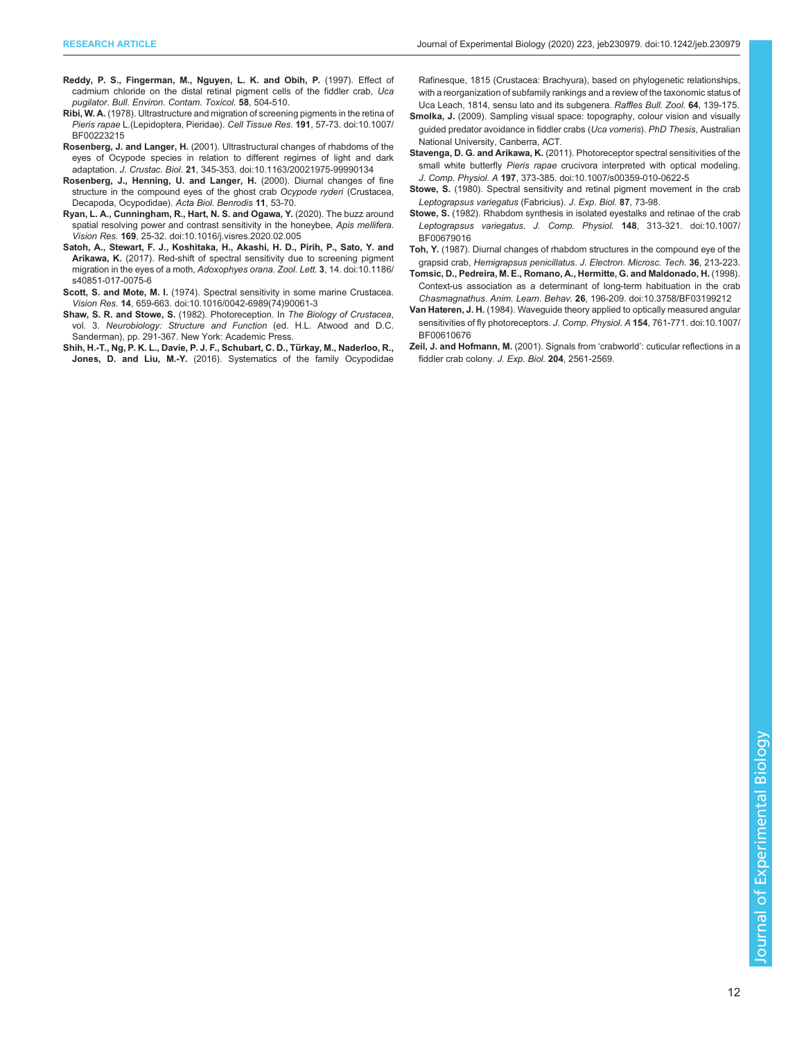**Reddy, P. S., Fingerman, M., Nguyen, L. K. and Obih, P.** (1997). Effect of cadmium chloride on the distal retinal pigment cells of the fiddler crab, *Uca pugilator*. *Bull. Environ. Contam. Toxicol.* **58**, 504-510.

**Ribi, W. A.** (1978). Ultrastructure and migration of screening pigments in the retina of *Pieris rapae* L.(Lepidoptera, Pieridae). *Cell Tissue Res.* **191**, 57-73. doi:10.1007/BF00223215

**Rosenberg, J. and Langer, H.** (2001). Ultrastructural changes of rhabdoms of the eyes of Ocypode species in relation to different regimes of light and dark adaptation. *J. Crustac. Biol.* **21**, 345-353. doi:10.1163/20021975-99990134

**Rosenberg, J., Henning, U. and Langer, H.** (2000). Diurnal changes of fine structure in the compound eyes of the ghost crab *Ocypode ryderi* (Crustacea, Decapoda, Ocypodidae). *Acta Biol. Benrodis* **11**, 53-70.

**Ryan, L. A., Cunningham, R., Hart, N. S. and Ogawa, Y.** (2020). The buzz around spatial resolving power and contrast sensitivity in the honeybee, *Apis mellifera*. *Vision Res.* **169**, 25-32. doi:10.1016/j.visres.2020.02.005

**Satoh, A., Stewart, F. J., Koshitaka, H., Akashi, H. D., Pirih, P., Sato, Y. and Arikawa, K.** (2017). Red-shift of spectral sensitivity due to screening pigment migration in the eyes of a moth, *Adoxophyes orana*. *Zool. Lett.* **3**, 14. doi:10.1186/s40851-017-0075-6

**Scott, S. and Mote, M. I.** (1974). Spectral sensitivity in some marine Crustacea. *Vision Res.* **14**, 659-663. doi:10.1016/0042-6989(74)90061-3

**Shaw, S. R. and Stowe, S.** (1982). Photoreception. In *The Biology of Crustacea*, vol. 3. *Neurobiology: Structure and Function* (ed. H.L. Atwood and D.C. Sanderman), pp. 291-367. New York: Academic Press.

**Shih, H.-T., Ng, P. K. L., Davie, P. J. F., Schubart, C. D., Türkay, M., Naderloo, R., Jones, D. and Liu, M.-Y.** (2016). Systematics of the family Ocypodidae Rafinesque, 1815 (Crustacea: Brachyura), based on phylogenetic relationships, with a reorganization of subfamily rankings and a review of the taxonomic status of Uca Leach, 1814, sensu lato and its subgenera. *Raffles Bull. Zool.* **64**, 139-175.

**Smolka, J.** (2009). Sampling visual space: topography, colour vision and visually guided predator avoidance in fiddler crabs (*Uca vomeris*). *PhD Thesis*, Australian National University, Canberra, ACT.

**Stavenga, D. G. and Arikawa, K.** (2011). Photoreceptor spectral sensitivities of the small white butterfly *Pieris rapae* crucivora interpreted with optical modeling. *J. Comp. Physiol. A* **197**, 373-385. doi:10.1007/s00359-010-0622-5

**Stowe, S.** (1980). Spectral sensitivity and retinal pigment movement in the crab *Leptograpsus variegatus* (Fabricius). *J. Exp. Biol.* **87**, 73-98.

**Stowe, S.** (1982). Rhabdom synthesis in isolated eyestalks and retinae of the crab *Leptograpsus variegatus*. *J. Comp. Physiol.* **148**, 313-321. doi:10.1007/BF00679016

**Toh, Y.** (1987). Diurnal changes of rhabdom structures in the compound eye of the grapsid crab, *Hemigrapsus penicillatus*. *J. Electron. Microsc. Tech.* **36**, 213-223.

**Tomsic, D., Pedreira, M. E., Romano, A., Hermitte, G. and Maldonado, H.** (1998). Context-us association as a determinant of long-term habituation in the crab *Chasmagnathus*. *Anim. Learn. Behav.* **26**, 196-209. doi:10.3758/BF03199212

**Van Hateren, J. H.** (1984). Waveguide theory applied to optically measured angular sensitivities of fly photoreceptors. *J. Comp. Physiol. A* **154**, 761-771. doi:10.1007/BF00610676

**Zeil, J. and Hofmann, M.** (2001). Signals from 'crabworld': cuticular reflections in a fiddler crab colony. *J. Exp. Biol.* **204**, 2561-2569.